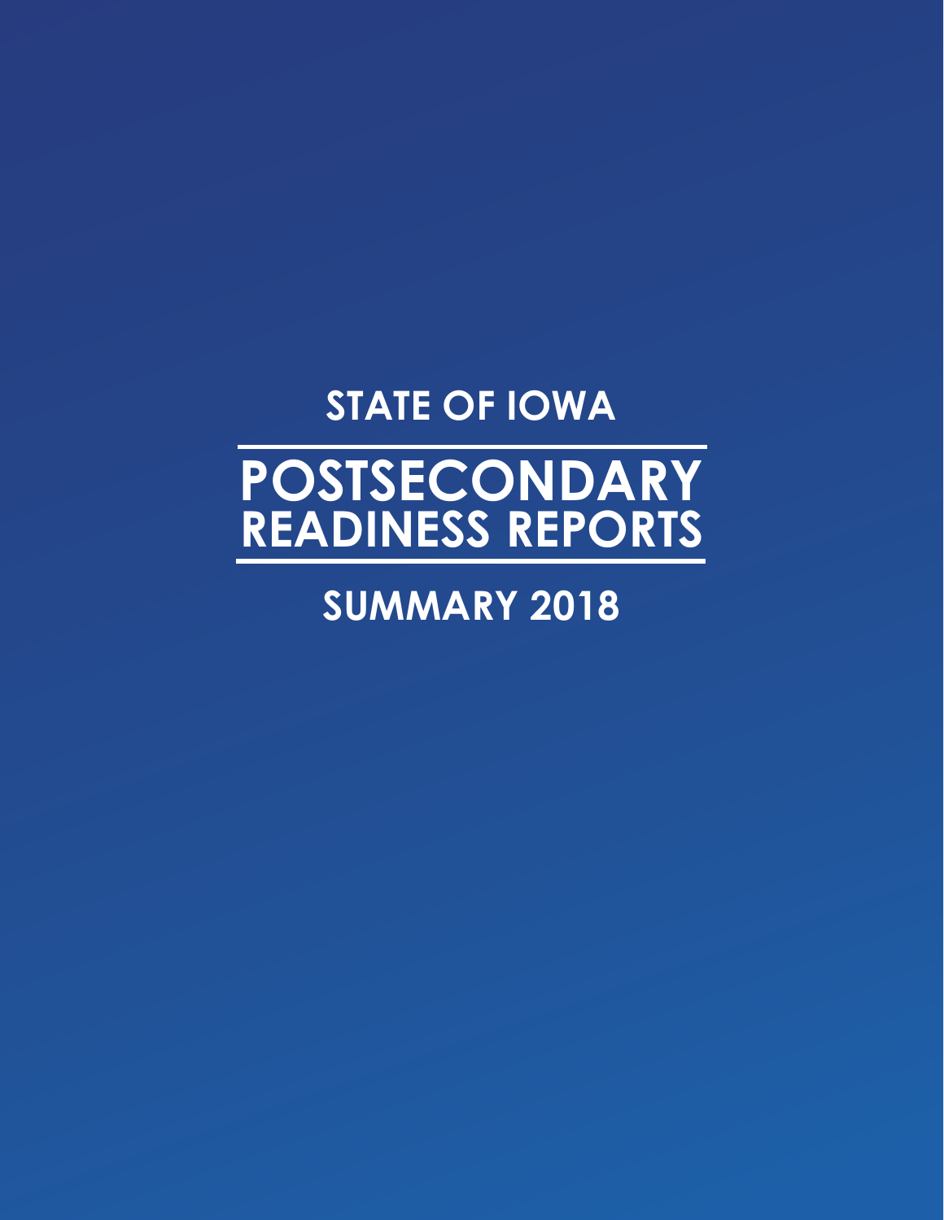# STATE OF IOWA

# POSTSECONDARY READINESS REPORTS

## SUMMARY 2018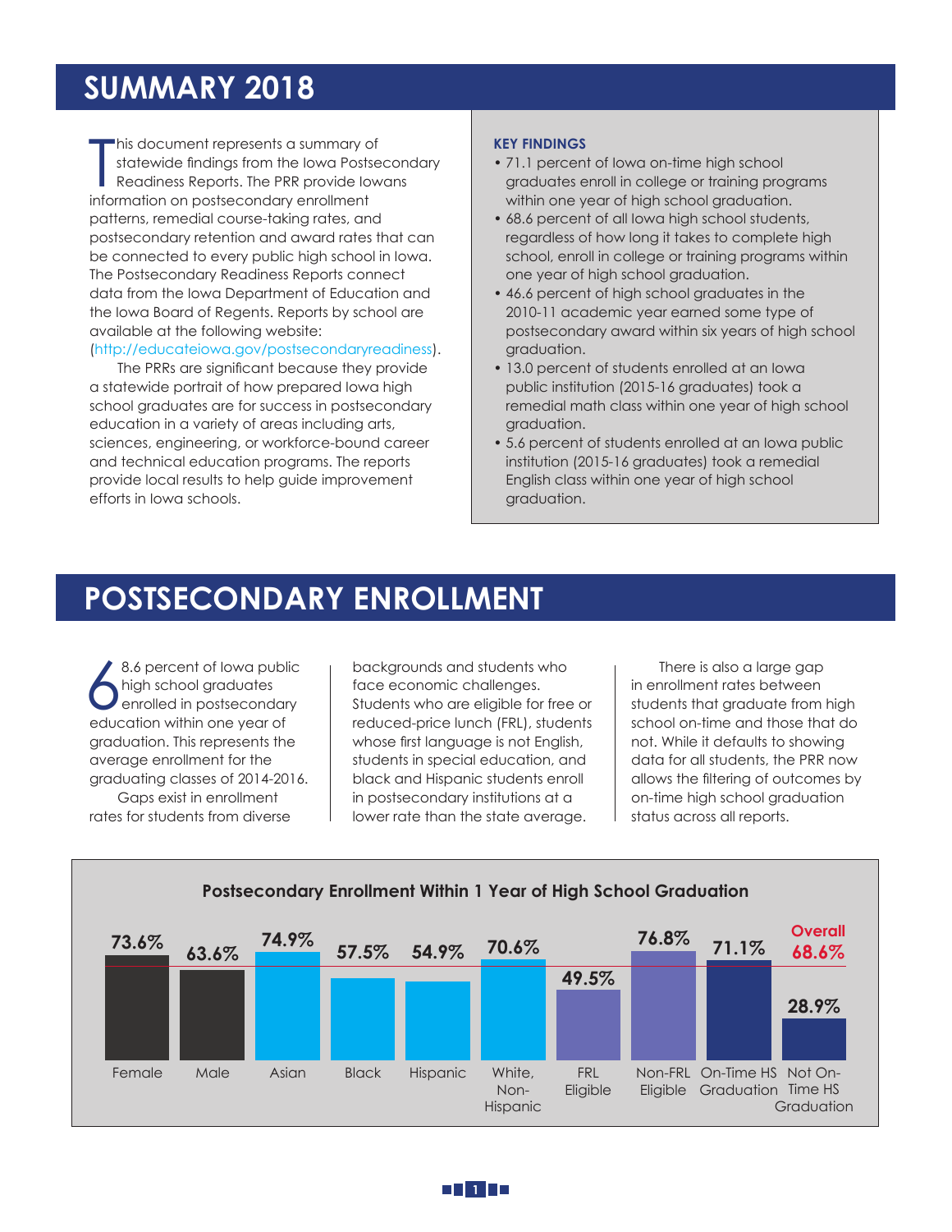# SUMMARY 2018

This document represents a summary of statewide findings from the Iowa Postsecondary Readiness Reports. The PRR provide Iowans information on postsecondary enrollment patterns, remedial course-taking rates, and postsecondary retention and award rates that can be connected to every public high school in Iowa. The Postsecondary Readiness Reports connect data from the Iowa Department of Education and the Iowa Board of Regents. Reports by school are available at the following website: (http://educateiowa.gov/postsecondaryreadiness).

The PRRs are significant because they provide a statewide portrait of how prepared Iowa high school graduates are for success in postsecondary education in a variety of areas including arts, sciences, engineering, or workforce-bound career and technical education programs. The reports provide local results to help guide improvement efforts in Iowa schools.

**KEY FINDINGS**

- 71.1 percent of Iowa on-time high school graduates enroll in college or training programs within one year of high school graduation.
- 68.6 percent of all Iowa high school students, regardless of how long it takes to complete high school, enroll in college or training programs within one year of high school graduation.
- 46.6 percent of high school graduates in the 2010-11 academic year earned some type of postsecondary award within six years of high school graduation.
- 13.0 percent of students enrolled at an Iowa public institution (2015-16 graduates) took a remedial math class within one year of high school graduation.
- 5.6 percent of students enrolled at an Iowa public institution (2015-16 graduates) took a remedial English class within one year of high school graduation.

# POSTSECONDARY ENROLLMENT

68.6 percent of Iowa public high school graduates enrolled in postsecondary education within one year of graduation. This represents the average enrollment for the graduating classes of 2014-2016.

Gaps exist in enrollment rates for students from diverse backgrounds and students who face economic challenges. Students who are eligible for free or reduced-price lunch (FRL), students whose first language is not English, students in special education, and black and Hispanic students enroll in postsecondary institutions at a lower rate than the state average.

There is also a large gap in enrollment rates between students that graduate from high school on-time and those that do not. While it defaults to showing data for all students, the PRR now allows the filtering of outcomes by on-time high school graduation status across all reports.

**Postsecondary Enrollment Within 1 Year of High School Graduation**

| Group | Enrollment |
|---|---|
| Female | 73.6% |
| Male | 63.6% |
| Asian | 74.9% |
| Black | 57.5% |
| Hispanic | 54.9% |
| White, Non-Hispanic | 70.6% |
| FRL Eligible | 49.5% |
| Non-FRL Eligible | 76.8% |
| On-Time HS Graduation | 71.1% |
| Not On-Time HS Graduation | 28.9% |
| Overall | 68.6% |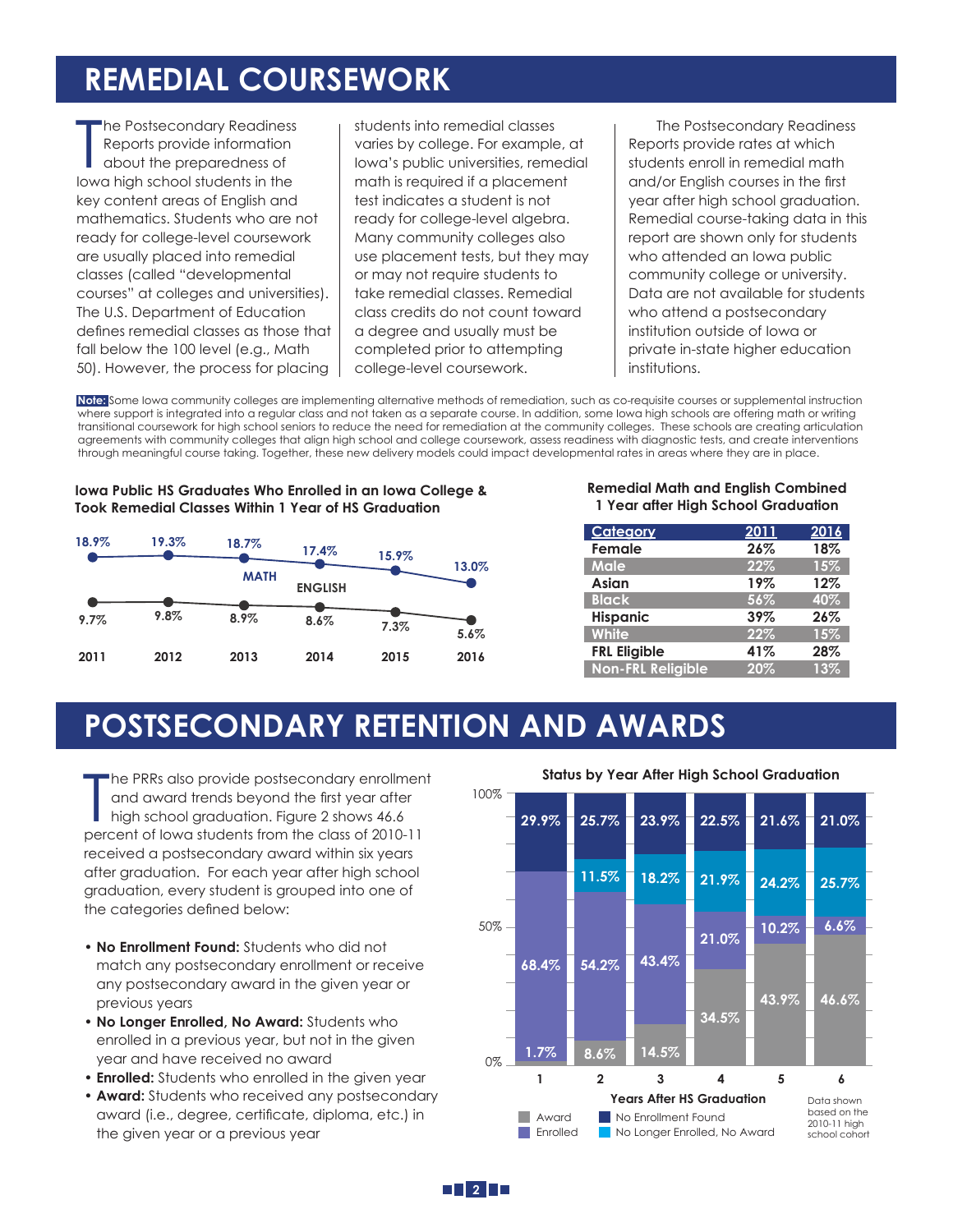# REMEDIAL COURSEWORK

The Postsecondary Readiness Reports provide information about the preparedness of Iowa high school students in the key content areas of English and mathematics. Students who are not ready for college-level coursework are usually placed into remedial classes (called "developmental courses" at colleges and universities). The U.S. Department of Education defines remedial classes as those that fall below the 100 level (e.g., Math 50). However, the process for placing students into remedial classes varies by college. For example, at Iowa's public universities, remedial math is required if a placement test indicates a student is not ready for college-level algebra. Many community colleges also use placement tests, but they may or may not require students to take remedial classes. Remedial class credits do not count toward a degree and usually must be completed prior to attempting college-level coursework.

The Postsecondary Readiness Reports provide rates at which students enroll in remedial math and/or English courses in the first year after high school graduation. Remedial course-taking data in this report are shown only for students who attended an Iowa public community college or university. Data are not available for students who attend a postsecondary institution outside of Iowa or private in-state higher education institutions.

**Note:** Some Iowa community colleges are implementing alternative methods of remediation, such as co-requisite courses or supplemental instruction where support is integrated into a regular class and not taken as a separate course. In addition, some Iowa high schools are offering math or writing transitional coursework for high school seniors to reduce the need for remediation at the community colleges. These schools are creating articulation agreements with community colleges that align high school and college coursework, assess readiness with diagnostic tests, and create interventions through meaningful course taking. Together, these new delivery models could impact developmental rates in areas where they are in place.

**Iowa Public HS Graduates Who Enrolled in an Iowa College & Took Remedial Classes Within 1 Year of HS Graduation**

MATH: 18.9%, 19.3%, 18.7%, 17.4%, 15.9%, 13.0%

ENGLISH: 9.7%, 9.8%, 8.9%, 8.6%, 7.3%, 5.6%

2011, 2012, 2013, 2014, 2015, 2016

**Remedial Math and English Combined 1 Year after High School Graduation**

| Category | 2011 | 2016 |
|---|---|---|
| Female | 26% | 18% |
| Male | 22% | 15% |
| Asian | 19% | 12% |
| Black | 56% | 40% |
| Hispanic | 39% | 26% |
| White | 22% | 15% |
| FRL Eligible | 41% | 28% |
| Non-FRL Religible | 20% | 13% |

# POSTSECONDARY RETENTION AND AWARDS

The PRRs also provide postsecondary enrollment and award trends beyond the first year after high school graduation. Figure 2 shows 46.6 percent of Iowa students from the class of 2010-11 received a postsecondary award within six years after graduation. For each year after high school graduation, every student is grouped into one of the categories defined below:

- **No Enrollment Found:** Students who did not match any postsecondary enrollment or receive any postsecondary award in the given year or previous years
- **No Longer Enrolled, No Award:** Students who enrolled in a previous year, but not in the given year and have received no award
- **Enrolled:** Students who enrolled in the given year
- **Award:** Students who received any postsecondary award (i.e., degree, certificate, diploma, etc.) in the given year or a previous year

**Status by Year After High School Graduation**

100%, 50%, 0%

1: 29.9%, 68.4%, 1.7%

2: 25.7%, 11.5%, 54.2%, 8.6%

3: 23.9%, 18.2%, 43.4%, 14.5%

4: 22.5%, 21.9%, 21.0%, 34.5%

5: 21.6%, 24.2%, 10.2%, 43.9%

6: 21.0%, 25.7%, 6.6%, 46.6%

Years After HS Graduation

Award, Enrolled, No Enrollment Found, No Longer Enrolled, No Award

Data shown based on the 2010-11 high school cohort